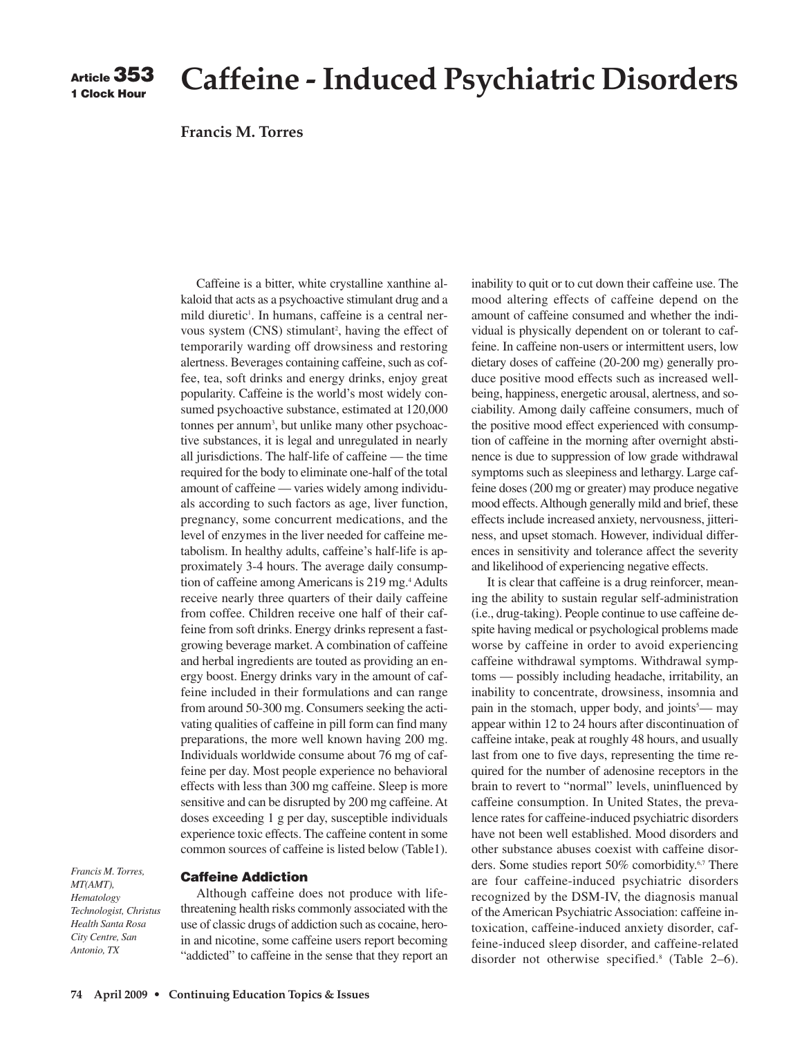Article **353**
**1 Clock Hour**

# Caffeine - Induced Psychiatric Disorders

**Francis M. Torres**

Caffeine is a bitter, white crystalline xanthine alkaloid that acts as a psychoactive stimulant drug and a mild diuretic[1]. In humans, caffeine is a central nervous system (CNS) stimulant[2], having the effect of temporarily warding off drowsiness and restoring alertness. Beverages containing caffeine, such as coffee, tea, soft drinks and energy drinks, enjoy great popularity. Caffeine is the world's most widely consumed psychoactive substance, estimated at 120,000 tonnes per annum[3], but unlike many other psychoactive substances, it is legal and unregulated in nearly all jurisdictions. The half-life of caffeine — the time required for the body to eliminate one-half of the total amount of caffeine — varies widely among individuals according to such factors as age, liver function, pregnancy, some concurrent medications, and the level of enzymes in the liver needed for caffeine metabolism. In healthy adults, caffeine's half-life is approximately 3-4 hours. The average daily consumption of caffeine among Americans is 219 mg.[4] Adults receive nearly three quarters of their daily caffeine from coffee. Children receive one half of their caffeine from soft drinks. Energy drinks represent a fast-growing beverage market. A combination of caffeine and herbal ingredients are touted as providing an energy boost. Energy drinks vary in the amount of caffeine included in their formulations and can range from around 50-300 mg. Consumers seeking the activating qualities of caffeine in pill form can find many preparations, the more well known having 200 mg. Individuals worldwide consume about 76 mg of caffeine per day. Most people experience no behavioral effects with less than 300 mg caffeine. Sleep is more sensitive and can be disrupted by 200 mg caffeine. At doses exceeding 1 g per day, susceptible individuals experience toxic effects. The caffeine content in some common sources of caffeine is listed below (Table1).

### Caffeine Addiction

Although caffeine does not produce with life-threatening health risks commonly associated with the use of classic drugs of addiction such as cocaine, heroin and nicotine, some caffeine users report becoming "addicted" to caffeine in the sense that they report an inability to quit or to cut down their caffeine use. The mood altering effects of caffeine depend on the amount of caffeine consumed and whether the individual is physically dependent on or tolerant to caffeine. In caffeine non-users or intermittent users, low dietary doses of caffeine (20-200 mg) generally produce positive mood effects such as increased well-being, happiness, energetic arousal, alertness, and sociability. Among daily caffeine consumers, much of the positive mood effect experienced with consumption of caffeine in the morning after overnight abstinence is due to suppression of low grade withdrawal symptoms such as sleepiness and lethargy. Large caffeine doses (200 mg or greater) may produce negative mood effects. Although generally mild and brief, these effects include increased anxiety, nervousness, jitteriness, and upset stomach. However, individual differences in sensitivity and tolerance affect the severity and likelihood of experiencing negative effects.

It is clear that caffeine is a drug reinforcer, meaning the ability to sustain regular self-administration (i.e., drug-taking). People continue to use caffeine despite having medical or psychological problems made worse by caffeine in order to avoid experiencing caffeine withdrawal symptoms. Withdrawal symptoms — possibly including headache, irritability, an inability to concentrate, drowsiness, insomnia and pain in the stomach, upper body, and joints[5]— may appear within 12 to 24 hours after discontinuation of caffeine intake, peak at roughly 48 hours, and usually last from one to five days, representing the time required for the number of adenosine receptors in the brain to revert to "normal" levels, uninfluenced by caffeine consumption. In United States, the prevalence rates for caffeine-induced psychiatric disorders have not been well established. Mood disorders and other substance abuses coexist with caffeine disorders. Some studies report 50% comorbidity.[6,7] There are four caffeine-induced psychiatric disorders recognized by the DSM-IV, the diagnosis manual of the American Psychiatric Association: caffeine intoxication, caffeine-induced anxiety disorder, caffeine-induced sleep disorder, and caffeine-related disorder not otherwise specified.[8] (Table 2–6).

*Francis M. Torres, MT(AMT), Hematology Technologist, Christus Health Santa Rosa City Centre, San Antonio, TX*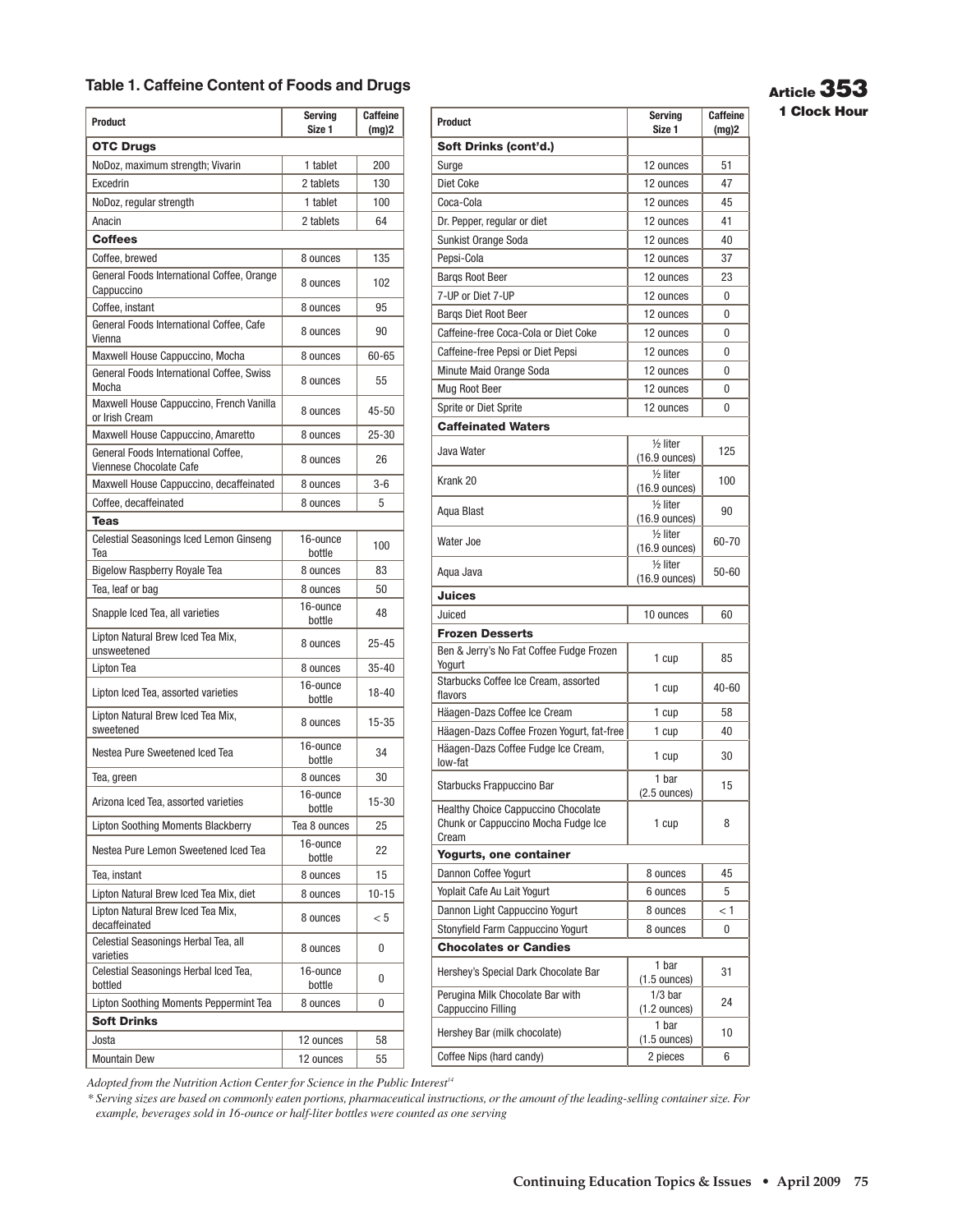## Table 1. Caffeine Content of Foods and Drugs

Article 353
1 Clock Hour

| Product | Serving Size 1 | Caffeine (mg)2 |
|---|---|---|
| **OTC Drugs** | | |
| NoDoz, maximum strength; Vivarin | 1 tablet | 200 |
| Excedrin | 2 tablets | 130 |
| NoDoz, regular strength | 1 tablet | 100 |
| Anacin | 2 tablets | 64 |
| **Coffees** | | |
| Coffee, brewed | 8 ounces | 135 |
| General Foods International Coffee, Orange Cappuccino | 8 ounces | 102 |
| Coffee, instant | 8 ounces | 95 |
| General Foods International Coffee, Cafe Vienna | 8 ounces | 90 |
| Maxwell House Cappuccino, Mocha | 8 ounces | 60-65 |
| General Foods International Coffee, Swiss Mocha | 8 ounces | 55 |
| Maxwell House Cappuccino, French Vanilla or Irish Cream | 8 ounces | 45-50 |
| Maxwell House Cappuccino, Amaretto | 8 ounces | 25-30 |
| General Foods International Coffee, Viennese Chocolate Cafe | 8 ounces | 26 |
| Maxwell House Cappuccino, decaffeinated | 8 ounces | 3-6 |
| Coffee, decaffeinated | 8 ounces | 5 |
| **Teas** | | |
| Celestial Seasonings Iced Lemon Ginseng Tea | 16-ounce bottle | 100 |
| Bigelow Raspberry Royale Tea | 8 ounces | 83 |
| Tea, leaf or bag | 8 ounces | 50 |
| Snapple Iced Tea, all varieties | 16-ounce bottle | 48 |
| Lipton Natural Brew Iced Tea Mix, unsweetened | 8 ounces | 25-45 |
| Lipton Tea | 8 ounces | 35-40 |
| Lipton Iced Tea, assorted varieties | 16-ounce bottle | 18-40 |
| Lipton Natural Brew Iced Tea Mix, sweetened | 8 ounces | 15-35 |
| Nestea Pure Sweetened Iced Tea | 16-ounce bottle | 34 |
| Tea, green | 8 ounces | 30 |
| Arizona Iced Tea, assorted varieties | 16-ounce bottle | 15-30 |
| Lipton Soothing Moments Blackberry | Tea 8 ounces | 25 |
| Nestea Pure Lemon Sweetened Iced Tea | 16-ounce bottle | 22 |
| Tea, instant | 8 ounces | 15 |
| Lipton Natural Brew Iced Tea Mix, diet | 8 ounces | 10-15 |
| Lipton Natural Brew Iced Tea Mix, decaffeinated | 8 ounces | < 5 |
| Celestial Seasonings Herbal Tea, all varieties | 8 ounces | 0 |
| Celestial Seasonings Herbal Iced Tea, bottled | 16-ounce bottle | 0 |
| Lipton Soothing Moments Peppermint Tea | 8 ounces | 0 |
| **Soft Drinks** | | |
| Josta | 12 ounces | 58 |
| Mountain Dew | 12 ounces | 55 |
| **Soft Drinks (cont'd.)** | | |
| Surge | 12 ounces | 51 |
| Diet Coke | 12 ounces | 47 |
| Coca-Cola | 12 ounces | 45 |
| Dr. Pepper, regular or diet | 12 ounces | 41 |
| Sunkist Orange Soda | 12 ounces | 40 |
| Pepsi-Cola | 12 ounces | 37 |
| Barqs Root Beer | 12 ounces | 23 |
| 7-UP or Diet 7-UP | 12 ounces | 0 |
| Barqs Diet Root Beer | 12 ounces | 0 |
| Caffeine-free Coca-Cola or Diet Coke | 12 ounces | 0 |
| Caffeine-free Pepsi or Diet Pepsi | 12 ounces | 0 |
| Minute Maid Orange Soda | 12 ounces | 0 |
| Mug Root Beer | 12 ounces | 0 |
| Sprite or Diet Sprite | 12 ounces | 0 |
| **Caffeinated Waters** | | |
| Java Water | ½ liter (16.9 ounces) | 125 |
| Krank 20 | ½ liter (16.9 ounces) | 100 |
| Aqua Blast | ½ liter (16.9 ounces) | 90 |
| Water Joe | ½ liter (16.9 ounces) | 60-70 |
| Aqua Java | ½ liter (16.9 ounces) | 50-60 |
| **Juices** | | |
| Juiced | 10 ounces | 60 |
| **Frozen Desserts** | | |
| Ben & Jerry's No Fat Coffee Fudge Frozen Yogurt | 1 cup | 85 |
| Starbucks Coffee Ice Cream, assorted flavors | 1 cup | 40-60 |
| Häagen-Dazs Coffee Ice Cream | 1 cup | 58 |
| Häagen-Dazs Coffee Frozen Yogurt, fat-free | 1 cup | 40 |
| Häagen-Dazs Coffee Fudge Ice Cream, low-fat | 1 cup | 30 |
| Starbucks Frappuccino Bar | 1 bar (2.5 ounces) | 15 |
| Healthy Choice Cappuccino Chocolate Chunk or Cappuccino Mocha Fudge Ice Cream | 1 cup | 8 |
| **Yogurts, one container** | | |
| Dannon Coffee Yogurt | 8 ounces | 45 |
| Yoplait Cafe Au Lait Yogurt | 6 ounces | 5 |
| Dannon Light Cappuccino Yogurt | 8 ounces | < 1 |
| Stonyfield Farm Cappuccino Yogurt | 8 ounces | 0 |
| **Chocolates or Candies** | | |
| Hershey's Special Dark Chocolate Bar | 1 bar (1.5 ounces) | 31 |
| Perugina Milk Chocolate Bar with Cappuccino Filling | 1/3 bar (1.2 ounces) | 24 |
| Hershey Bar (milk chocolate) | 1 bar (1.5 ounces) | 10 |
| Coffee Nips (hard candy) | 2 pieces | 6 |

*Adopted from the Nutrition Action Center for Science in the Public Interest[14]*

** Serving sizes are based on commonly eaten portions, pharmaceutical instructions, or the amount of the leading-selling container size. For example, beverages sold in 16-ounce or half-liter bottles were counted as one serving*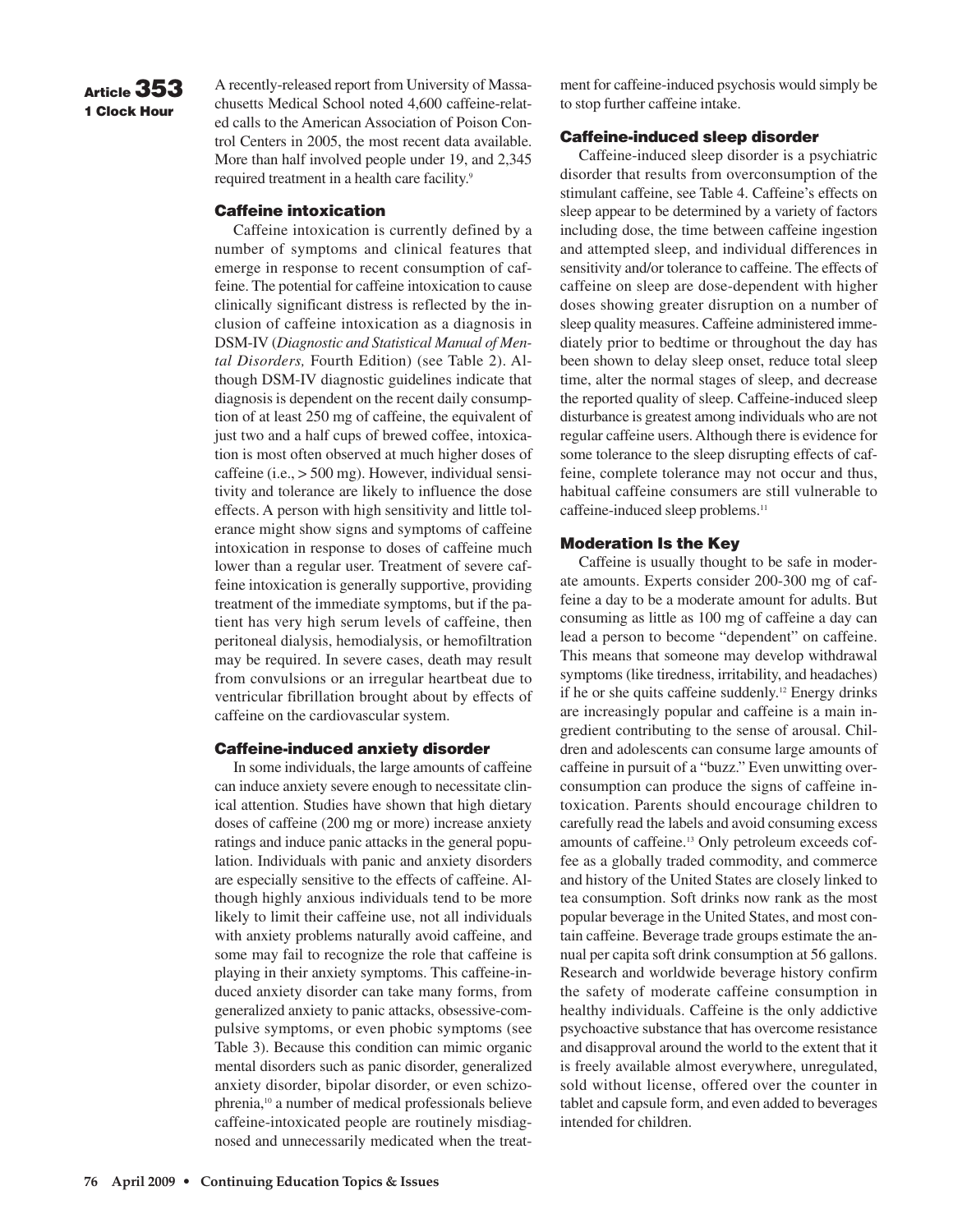**Article 353**
**1 Clock Hour**

A recently-released report from University of Massachusetts Medical School noted 4,600 caffeine-related calls to the American Association of Poison Control Centers in 2005, the most recent data available. More than half involved people under 19, and 2,345 required treatment in a health care facility.[9]

### Caffeine intoxication

Caffeine intoxication is currently defined by a number of symptoms and clinical features that emerge in response to recent consumption of caffeine. The potential for caffeine intoxication to cause clinically significant distress is reflected by the inclusion of caffeine intoxication as a diagnosis in DSM-IV (*Diagnostic and Statistical Manual of Mental Disorders,* Fourth Edition) (see Table 2). Although DSM-IV diagnostic guidelines indicate that diagnosis is dependent on the recent daily consumption of at least 250 mg of caffeine, the equivalent of just two and a half cups of brewed coffee, intoxication is most often observed at much higher doses of caffeine (i.e., > 500 mg). However, individual sensitivity and tolerance are likely to influence the dose effects. A person with high sensitivity and little tolerance might show signs and symptoms of caffeine intoxication in response to doses of caffeine much lower than a regular user. Treatment of severe caffeine intoxication is generally supportive, providing treatment of the immediate symptoms, but if the patient has very high serum levels of caffeine, then peritoneal dialysis, hemodialysis, or hemofiltration may be required. In severe cases, death may result from convulsions or an irregular heartbeat due to ventricular fibrillation brought about by effects of caffeine on the cardiovascular system.

### Caffeine-induced anxiety disorder

In some individuals, the large amounts of caffeine can induce anxiety severe enough to necessitate clinical attention. Studies have shown that high dietary doses of caffeine (200 mg or more) increase anxiety ratings and induce panic attacks in the general population. Individuals with panic and anxiety disorders are especially sensitive to the effects of caffeine. Although highly anxious individuals tend to be more likely to limit their caffeine use, not all individuals with anxiety problems naturally avoid caffeine, and some may fail to recognize the role that caffeine is playing in their anxiety symptoms. This caffeine-induced anxiety disorder can take many forms, from generalized anxiety to panic attacks, obsessive-compulsive symptoms, or even phobic symptoms (see Table 3). Because this condition can mimic organic mental disorders such as panic disorder, generalized anxiety disorder, bipolar disorder, or even schizophrenia,[10] a number of medical professionals believe caffeine-intoxicated people are routinely misdiagnosed and unnecessarily medicated when the treatment for caffeine-induced psychosis would simply be to stop further caffeine intake.

### Caffeine-induced sleep disorder

Caffeine-induced sleep disorder is a psychiatric disorder that results from overconsumption of the stimulant caffeine, see Table 4. Caffeine's effects on sleep appear to be determined by a variety of factors including dose, the time between caffeine ingestion and attempted sleep, and individual differences in sensitivity and/or tolerance to caffeine. The effects of caffeine on sleep are dose-dependent with higher doses showing greater disruption on a number of sleep quality measures. Caffeine administered immediately prior to bedtime or throughout the day has been shown to delay sleep onset, reduce total sleep time, alter the normal stages of sleep, and decrease the reported quality of sleep. Caffeine-induced sleep disturbance is greatest among individuals who are not regular caffeine users. Although there is evidence for some tolerance to the sleep disrupting effects of caffeine, complete tolerance may not occur and thus, habitual caffeine consumers are still vulnerable to caffeine-induced sleep problems.[11]

### Moderation Is the Key

Caffeine is usually thought to be safe in moderate amounts. Experts consider 200-300 mg of caffeine a day to be a moderate amount for adults. But consuming as little as 100 mg of caffeine a day can lead a person to become "dependent" on caffeine. This means that someone may develop withdrawal symptoms (like tiredness, irritability, and headaches) if he or she quits caffeine suddenly.[12] Energy drinks are increasingly popular and caffeine is a main ingredient contributing to the sense of arousal. Children and adolescents can consume large amounts of caffeine in pursuit of a "buzz." Even unwitting overconsumption can produce the signs of caffeine intoxication. Parents should encourage children to carefully read the labels and avoid consuming excess amounts of caffeine.[13] Only petroleum exceeds coffee as a globally traded commodity, and commerce and history of the United States are closely linked to tea consumption. Soft drinks now rank as the most popular beverage in the United States, and most contain caffeine. Beverage trade groups estimate the annual per capita soft drink consumption at 56 gallons. Research and worldwide beverage history confirm the safety of moderate caffeine consumption in healthy individuals. Caffeine is the only addictive psychoactive substance that has overcome resistance and disapproval around the world to the extent that it is freely available almost everywhere, unregulated, sold without license, offered over the counter in tablet and capsule form, and even added to beverages intended for children.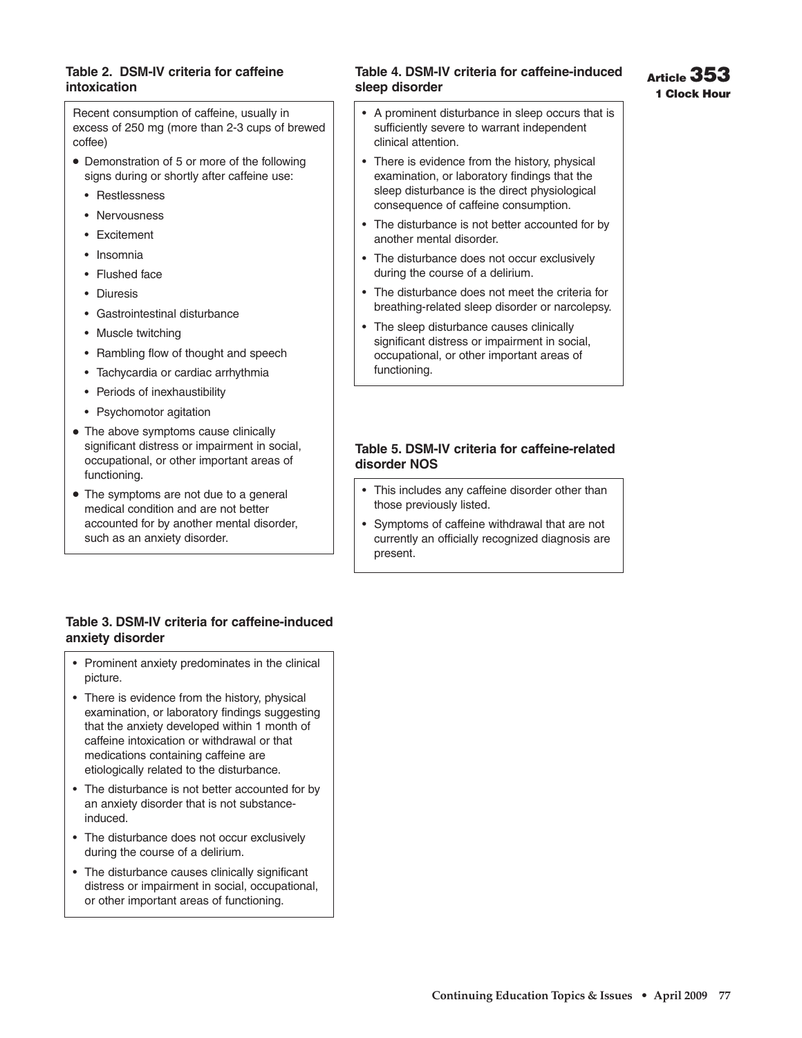### Table 2. DSM-IV criteria for caffeine intoxication

Recent consumption of caffeine, usually in excess of 250 mg (more than 2-3 cups of brewed coffee)

- Demonstration of 5 or more of the following signs during or shortly after caffeine use:
  - Restlessness
  - Nervousness
  - Excitement
  - Insomnia
  - Flushed face
  - Diuresis
  - Gastrointestinal disturbance
  - Muscle twitching
  - Rambling flow of thought and speech
  - Tachycardia or cardiac arrhythmia
  - Periods of inexhaustibility
  - Psychomotor agitation
- The above symptoms cause clinically significant distress or impairment in social, occupational, or other important areas of functioning.
- The symptoms are not due to a general medical condition and are not better accounted for by another mental disorder, such as an anxiety disorder.

### Table 3. DSM-IV criteria for caffeine-induced anxiety disorder

- Prominent anxiety predominates in the clinical picture.
- There is evidence from the history, physical examination, or laboratory findings suggesting that the anxiety developed within 1 month of caffeine intoxication or withdrawal or that medications containing caffeine are etiologically related to the disturbance.
- The disturbance is not better accounted for by an anxiety disorder that is not substance-induced.
- The disturbance does not occur exclusively during the course of a delirium.
- The disturbance causes clinically significant distress or impairment in social, occupational, or other important areas of functioning.

### Table 4. DSM-IV criteria for caffeine-induced sleep disorder

- A prominent disturbance in sleep occurs that is sufficiently severe to warrant independent clinical attention.
- There is evidence from the history, physical examination, or laboratory findings that the sleep disturbance is the direct physiological consequence of caffeine consumption.
- The disturbance is not better accounted for by another mental disorder.
- The disturbance does not occur exclusively during the course of a delirium.
- The disturbance does not meet the criteria for breathing-related sleep disorder or narcolepsy.
- The sleep disturbance causes clinically significant distress or impairment in social, occupational, or other important areas of functioning.

### Table 5. DSM-IV criteria for caffeine-related disorder NOS

- This includes any caffeine disorder other than those previously listed.
- Symptoms of caffeine withdrawal that are not currently an officially recognized diagnosis are present.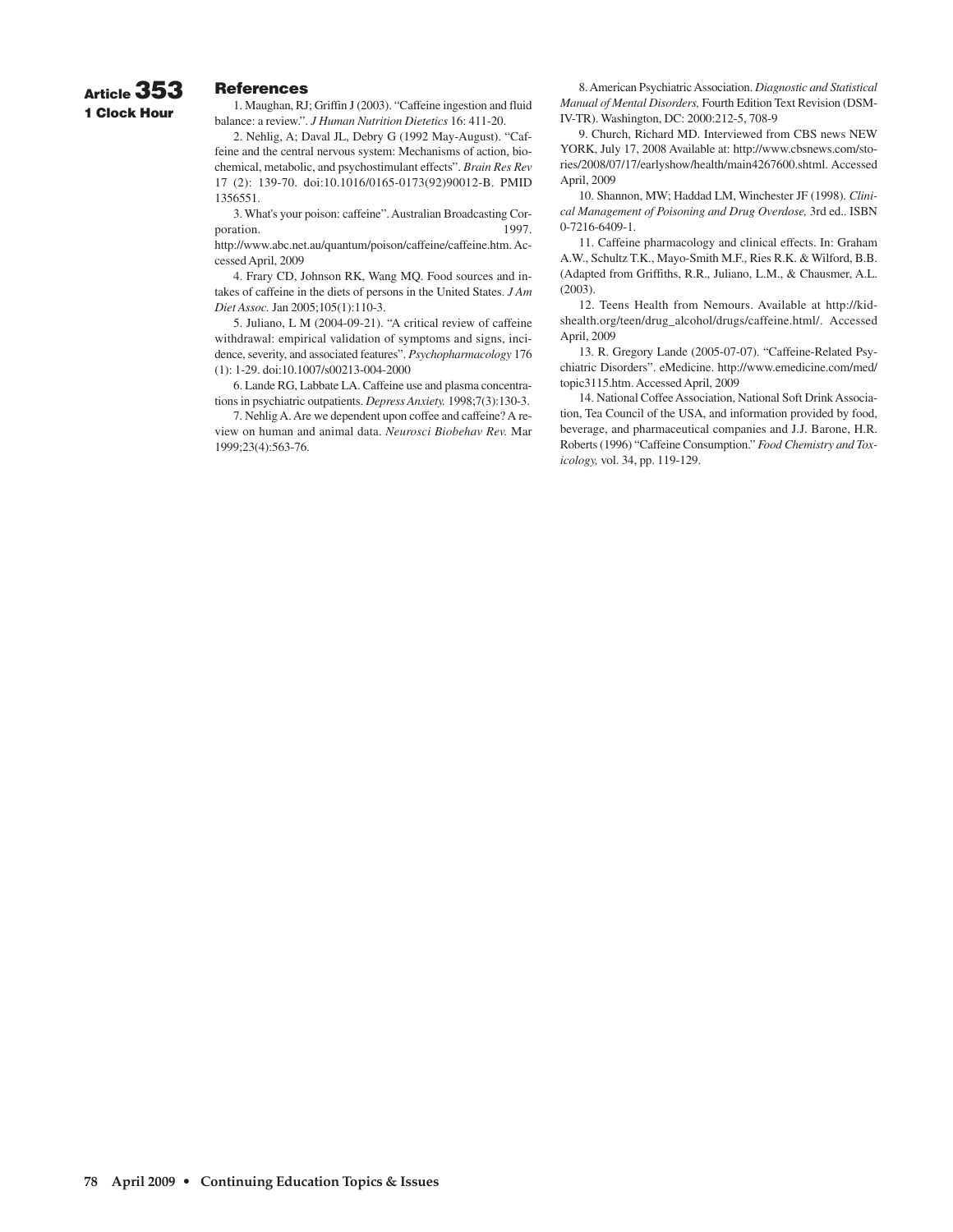**Article 353**
**1 Clock Hour**

## References

1. Maughan, RJ; Griffin J (2003). "Caffeine ingestion and fluid balance: a review.". *J Human Nutrition Dietetics* 16: 411-20.

2. Nehlig, A; Daval JL, Debry G (1992 May-August). "Caffeine and the central nervous system: Mechanisms of action, biochemical, metabolic, and psychostimulant effects". *Brain Res Rev* 17 (2): 139-70. doi:10.1016/0165-0173(92)90012-B. PMID 1356551.

3. What's your poison: caffeine". Australian Broadcasting Corporation. 1997. http://www.abc.net.au/quantum/poison/caffeine/caffeine.htm. Accessed April, 2009

4. Frary CD, Johnson RK, Wang MQ. Food sources and intakes of caffeine in the diets of persons in the United States. *J Am Diet Assoc.* Jan 2005;105(1):110-3.

5. Juliano, L M (2004-09-21). "A critical review of caffeine withdrawal: empirical validation of symptoms and signs, incidence, severity, and associated features". *Psychopharmacology* 176 (1): 1-29. doi:10.1007/s00213-004-2000

6. Lande RG, Labbate LA. Caffeine use and plasma concentrations in psychiatric outpatients. *Depress Anxiety.* 1998;7(3):130-3.

7. Nehlig A. Are we dependent upon coffee and caffeine? A review on human and animal data. *Neurosci Biobehav Rev.* Mar 1999;23(4):563-76.

8. American Psychiatric Association. *Diagnostic and Statistical Manual of Mental Disorders,* Fourth Edition Text Revision (DSM-IV-TR). Washington, DC: 2000:212-5, 708-9

9. Church, Richard MD. Interviewed from CBS news NEW YORK, July 17, 2008 Available at: http://www.cbsnews.com/stories/2008/07/17/earlyshow/health/main4267600.shtml. Accessed April, 2009

10. Shannon, MW; Haddad LM, Winchester JF (1998). *Clinical Management of Poisoning and Drug Overdose,* 3rd ed.. ISBN 0-7216-6409-1.

11. Caffeine pharmacology and clinical effects. In: Graham A.W., Schultz T.K., Mayo-Smith M.F., Ries R.K. & Wilford, B.B. (Adapted from Griffiths, R.R., Juliano, L.M., & Chausmer, A.L. (2003).

12. Teens Health from Nemours. Available at http://kidshealth.org/teen/drug_alcohol/drugs/caffeine.html/. Accessed April, 2009

13. R. Gregory Lande (2005-07-07). "Caffeine-Related Psychiatric Disorders". eMedicine. http://www.emedicine.com/med/topic3115.htm. Accessed April, 2009

14. National Coffee Association, National Soft Drink Association, Tea Council of the USA, and information provided by food, beverage, and pharmaceutical companies and J.J. Barone, H.R. Roberts (1996) "Caffeine Consumption." *Food Chemistry and Toxicology,* vol. 34, pp. 119-129.